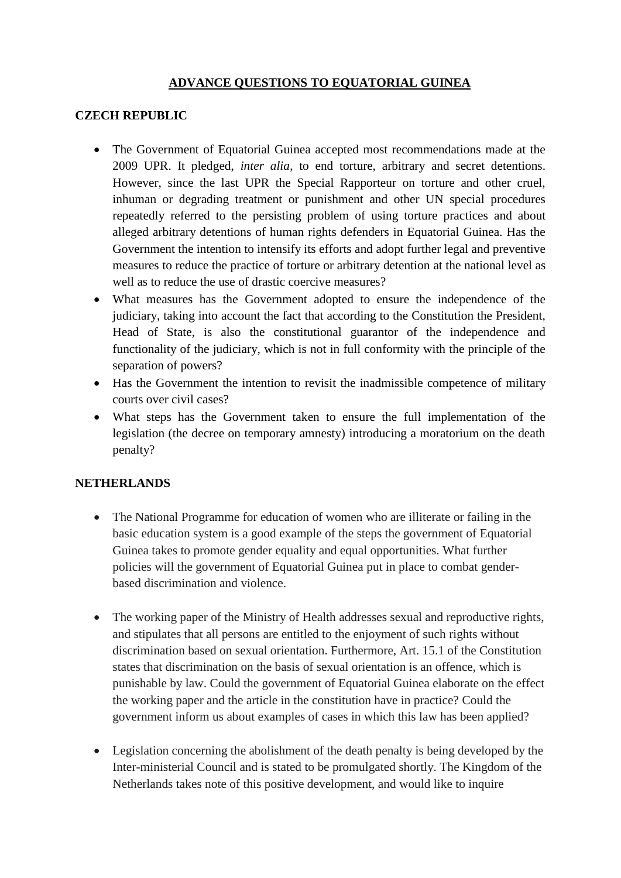# ADVANCE QUESTIONS TO EQUATORIAL GUINEA

## CZECH REPUBLIC

- The Government of Equatorial Guinea accepted most recommendations made at the 2009 UPR. It pledged, *inter alia*, to end torture, arbitrary and secret detentions. However, since the last UPR the Special Rapporteur on torture and other cruel, inhuman or degrading treatment or punishment and other UN special procedures repeatedly referred to the persisting problem of using torture practices and about alleged arbitrary detentions of human rights defenders in Equatorial Guinea. Has the Government the intention to intensify its efforts and adopt further legal and preventive measures to reduce the practice of torture or arbitrary detention at the national level as well as to reduce the use of drastic coercive measures?
- What measures has the Government adopted to ensure the independence of the judiciary, taking into account the fact that according to the Constitution the President, Head of State, is also the constitutional guarantor of the independence and functionality of the judiciary, which is not in full conformity with the principle of the separation of powers?
- Has the Government the intention to revisit the inadmissible competence of military courts over civil cases?
- What steps has the Government taken to ensure the full implementation of the legislation (the decree on temporary amnesty) introducing a moratorium on the death penalty?

## NETHERLANDS

- The National Programme for education of women who are illiterate or failing in the basic education system is a good example of the steps the government of Equatorial Guinea takes to promote gender equality and equal opportunities. What further policies will the government of Equatorial Guinea put in place to combat gender-based discrimination and violence.

- The working paper of the Ministry of Health addresses sexual and reproductive rights, and stipulates that all persons are entitled to the enjoyment of such rights without discrimination based on sexual orientation. Furthermore, Art. 15.1 of the Constitution states that discrimination on the basis of sexual orientation is an offence, which is punishable by law. Could the government of Equatorial Guinea elaborate on the effect the working paper and the article in the constitution have in practice? Could the government inform us about examples of cases in which this law has been applied?

- Legislation concerning the abolishment of the death penalty is being developed by the Inter-ministerial Council and is stated to be promulgated shortly. The Kingdom of the Netherlands takes note of this positive development, and would like to inquire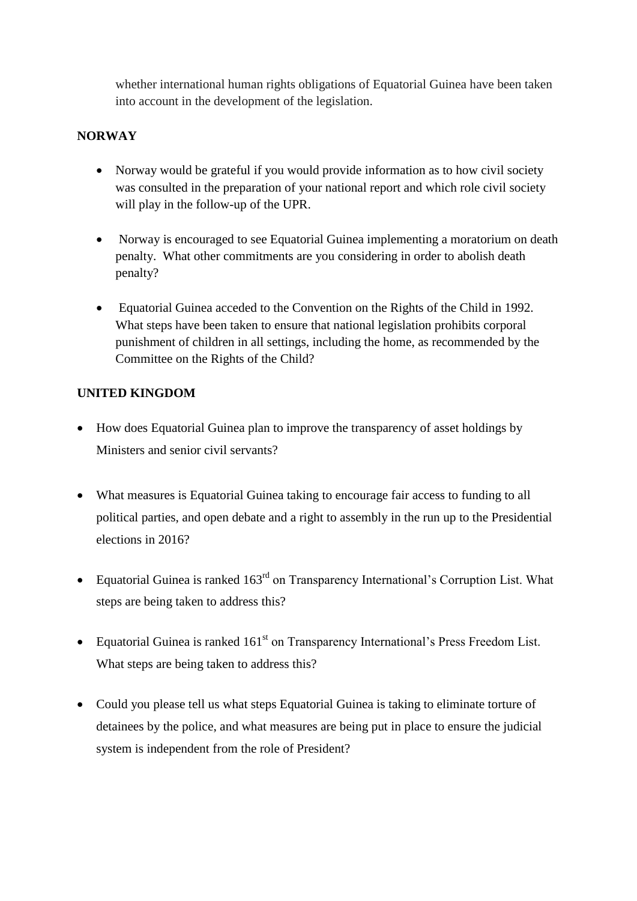whether international human rights obligations of Equatorial Guinea have been taken into account in the development of the legislation.

**NORWAY**

- Norway would be grateful if you would provide information as to how civil society was consulted in the preparation of your national report and which role civil society will play in the follow-up of the UPR.

- Norway is encouraged to see Equatorial Guinea implementing a moratorium on death penalty. What other commitments are you considering in order to abolish death penalty?

- Equatorial Guinea acceded to the Convention on the Rights of the Child in 1992. What steps have been taken to ensure that national legislation prohibits corporal punishment of children in all settings, including the home, as recommended by the Committee on the Rights of the Child?

**UNITED KINGDOM**

- How does Equatorial Guinea plan to improve the transparency of asset holdings by Ministers and senior civil servants?

- What measures is Equatorial Guinea taking to encourage fair access to funding to all political parties, and open debate and a right to assembly in the run up to the Presidential elections in 2016?

- Equatorial Guinea is ranked 163rd on Transparency International's Corruption List. What steps are being taken to address this?

- Equatorial Guinea is ranked 161st on Transparency International's Press Freedom List. What steps are being taken to address this?

- Could you please tell us what steps Equatorial Guinea is taking to eliminate torture of detainees by the police, and what measures are being put in place to ensure the judicial system is independent from the role of President?